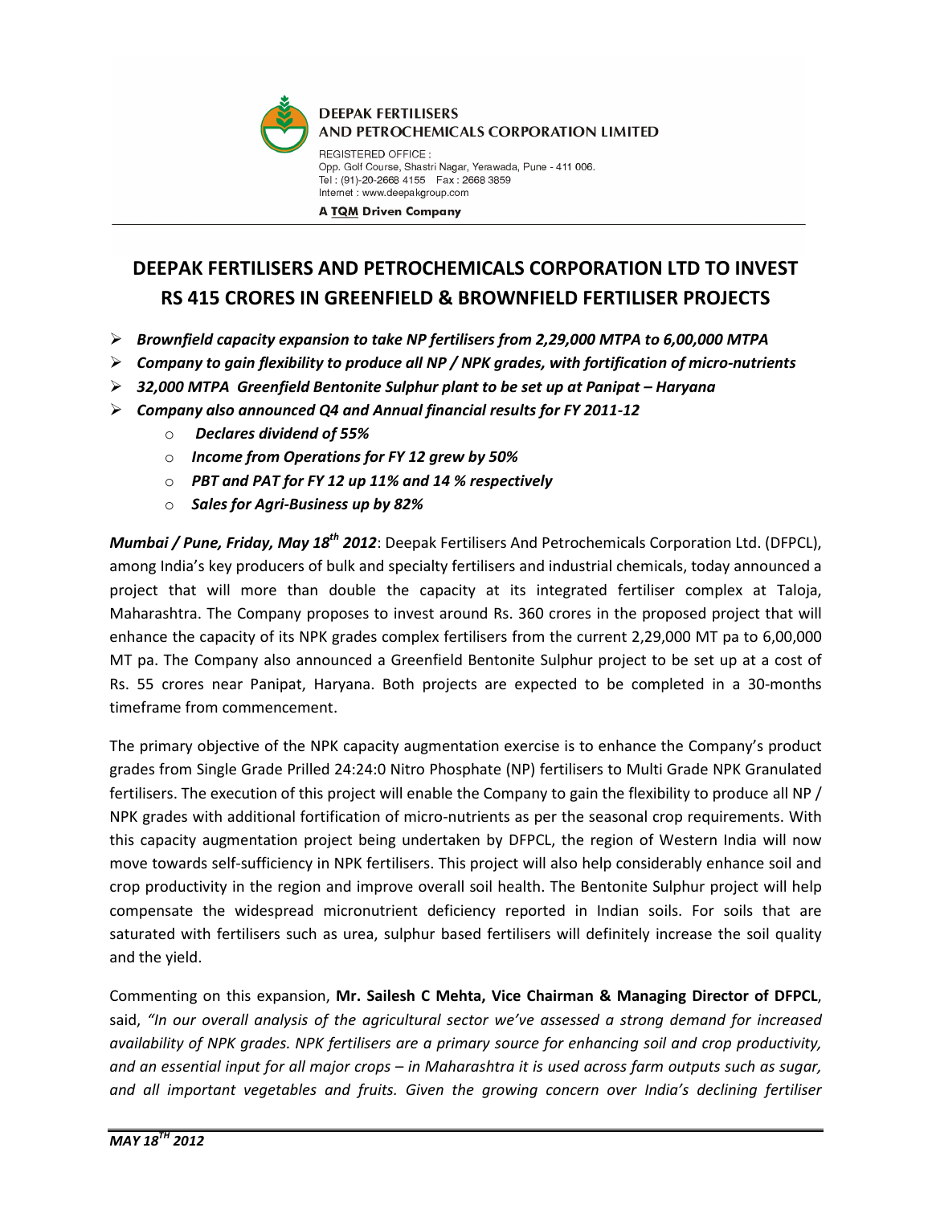**DEEPAK FERTILISERS AND PETROCHEMICALS CORPORATION LIMITED**

REGISTERED OFFICE :
Opp. Golf Course, Shastri Nagar, Yerawada, Pune - 411 006.
Tel : (91)-20-2668 4155 Fax : 2668 3859
Internet : www.deepakgroup.com

**A TQM Driven Company**

# DEEPAK FERTILISERS AND PETROCHEMICALS CORPORATION LTD TO INVEST RS 415 CRORES IN GREENFIELD & BROWNFIELD FERTILISER PROJECTS

- ***Brownfield capacity expansion to take NP fertilisers from 2,29,000 MTPA to 6,00,000 MTPA***
- ***Company to gain flexibility to produce all NP / NPK grades, with fortification of micro-nutrients***
- ***32,000 MTPA Greenfield Bentonite Sulphur plant to be set up at Panipat – Haryana***
- ***Company also announced Q4 and Annual financial results for FY 2011-12***
  - ***Declares dividend of 55%***
  - ***Income from Operations for FY 12 grew by 50%***
  - ***PBT and PAT for FY 12 up 11% and 14 % respectively***
  - ***Sales for Agri-Business up by 82%***

***Mumbai / Pune, Friday, May 18th 2012***: Deepak Fertilisers And Petrochemicals Corporation Ltd. (DFPCL), among India's key producers of bulk and specialty fertilisers and industrial chemicals, today announced a project that will more than double the capacity at its integrated fertiliser complex at Taloja, Maharashtra. The Company proposes to invest around Rs. 360 crores in the proposed project that will enhance the capacity of its NPK grades complex fertilisers from the current 2,29,000 MT pa to 6,00,000 MT pa. The Company also announced a Greenfield Bentonite Sulphur project to be set up at a cost of Rs. 55 crores near Panipat, Haryana. Both projects are expected to be completed in a 30-months timeframe from commencement.

The primary objective of the NPK capacity augmentation exercise is to enhance the Company's product grades from Single Grade Prilled 24:24:0 Nitro Phosphate (NP) fertilisers to Multi Grade NPK Granulated fertilisers. The execution of this project will enable the Company to gain the flexibility to produce all NP / NPK grades with additional fortification of micro-nutrients as per the seasonal crop requirements. With this capacity augmentation project being undertaken by DFPCL, the region of Western India will now move towards self-sufficiency in NPK fertilisers. This project will also help considerably enhance soil and crop productivity in the region and improve overall soil health. The Bentonite Sulphur project will help compensate the widespread micronutrient deficiency reported in Indian soils. For soils that are saturated with fertilisers such as urea, sulphur based fertilisers will definitely increase the soil quality and the yield.

Commenting on this expansion, **Mr. Sailesh C Mehta, Vice Chairman & Managing Director of DFPCL**, said, *"In our overall analysis of the agricultural sector we've assessed a strong demand for increased availability of NPK grades. NPK fertilisers are a primary source for enhancing soil and crop productivity, and an essential input for all major crops – in Maharashtra it is used across farm outputs such as sugar, and all important vegetables and fruits. Given the growing concern over India's declining fertiliser*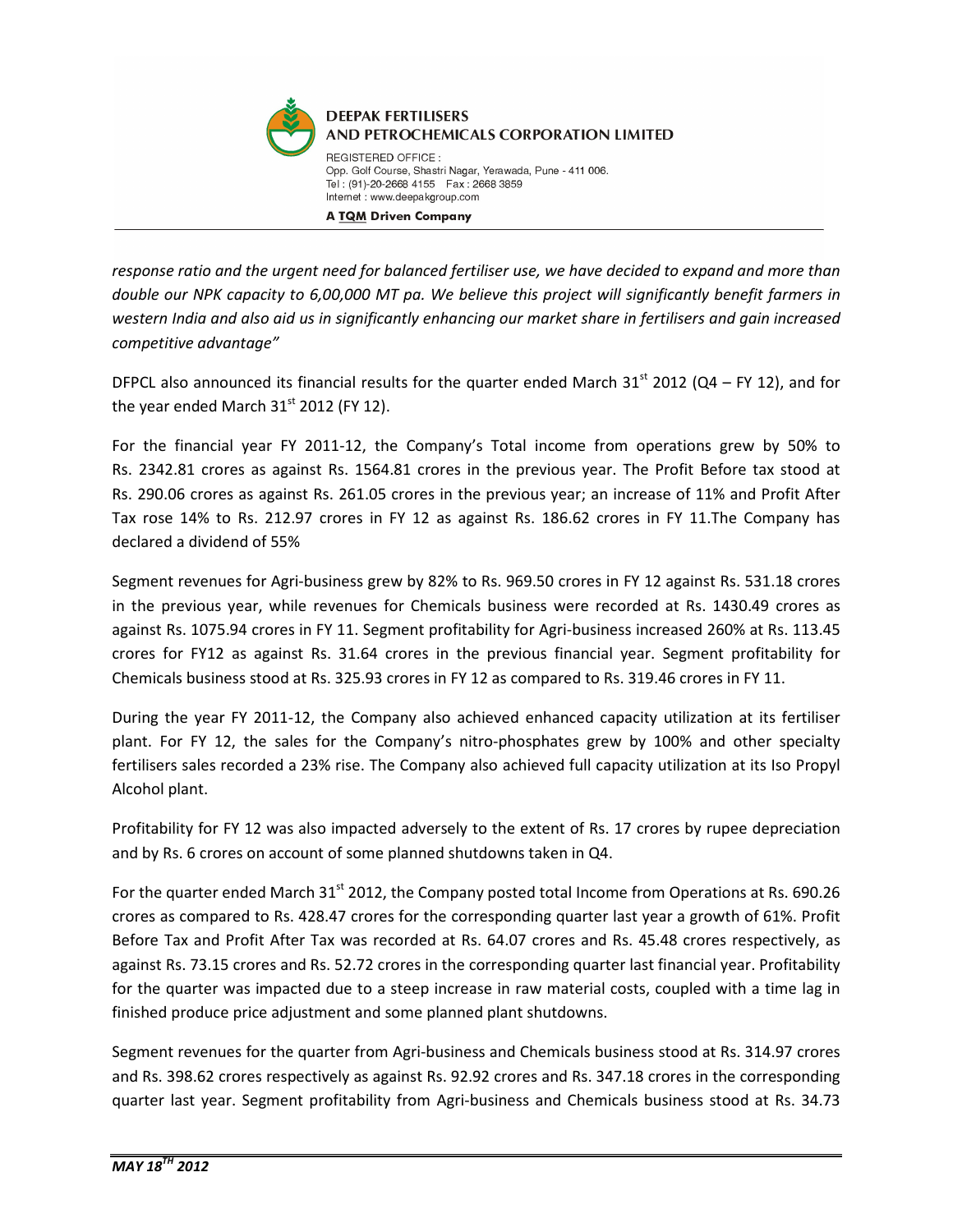*response ratio and the urgent need for balanced fertiliser use, we have decided to expand and more than double our NPK capacity to 6,00,000 MT pa. We believe this project will significantly benefit farmers in western India and also aid us in significantly enhancing our market share in fertilisers and gain increased competitive advantage"*

DFPCL also announced its financial results for the quarter ended March 31st 2012 (Q4 – FY 12), and for the year ended March 31st 2012 (FY 12).

For the financial year FY 2011-12, the Company's Total income from operations grew by 50% to Rs. 2342.81 crores as against Rs. 1564.81 crores in the previous year. The Profit Before tax stood at Rs. 290.06 crores as against Rs. 261.05 crores in the previous year; an increase of 11% and Profit After Tax rose 14% to Rs. 212.97 crores in FY 12 as against Rs. 186.62 crores in FY 11.The Company has declared a dividend of 55%

Segment revenues for Agri-business grew by 82% to Rs. 969.50 crores in FY 12 against Rs. 531.18 crores in the previous year, while revenues for Chemicals business were recorded at Rs. 1430.49 crores as against Rs. 1075.94 crores in FY 11. Segment profitability for Agri-business increased 260% at Rs. 113.45 crores for FY12 as against Rs. 31.64 crores in the previous financial year. Segment profitability for Chemicals business stood at Rs. 325.93 crores in FY 12 as compared to Rs. 319.46 crores in FY 11.

During the year FY 2011-12, the Company also achieved enhanced capacity utilization at its fertiliser plant. For FY 12, the sales for the Company's nitro-phosphates grew by 100% and other specialty fertilisers sales recorded a 23% rise. The Company also achieved full capacity utilization at its Iso Propyl Alcohol plant.

Profitability for FY 12 was also impacted adversely to the extent of Rs. 17 crores by rupee depreciation and by Rs. 6 crores on account of some planned shutdowns taken in Q4.

For the quarter ended March 31st 2012, the Company posted total Income from Operations at Rs. 690.26 crores as compared to Rs. 428.47 crores for the corresponding quarter last year a growth of 61%. Profit Before Tax and Profit After Tax was recorded at Rs. 64.07 crores and Rs. 45.48 crores respectively, as against Rs. 73.15 crores and Rs. 52.72 crores in the corresponding quarter last financial year. Profitability for the quarter was impacted due to a steep increase in raw material costs, coupled with a time lag in finished produce price adjustment and some planned plant shutdowns.

Segment revenues for the quarter from Agri-business and Chemicals business stood at Rs. 314.97 crores and Rs. 398.62 crores respectively as against Rs. 92.92 crores and Rs. 347.18 crores in the corresponding quarter last year. Segment profitability from Agri-business and Chemicals business stood at Rs. 34.73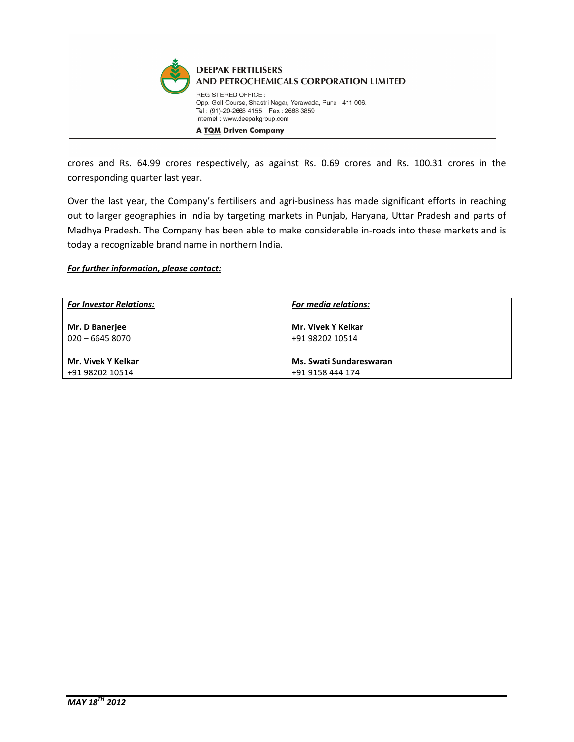crores and Rs. 64.99 crores respectively, as against Rs. 0.69 crores and Rs. 100.31 crores in the corresponding quarter last year.

Over the last year, the Company's fertilisers and agri-business has made significant efforts in reaching out to larger geographies in India by targeting markets in Punjab, Haryana, Uttar Pradesh and parts of Madhya Pradesh. The Company has been able to make considerable in-roads into these markets and is today a recognizable brand name in northern India.

***For further information, please contact:***

| ***For Investor Relations:*** | ***For media relations:*** |
|---|---|
| **Mr. D Banerjee**<br>020 – 6645 8070 | **Mr. Vivek Y Kelkar**<br>+91 98202 10514 |
| **Mr. Vivek Y Kelkar**<br>+91 98202 10514 | **Ms. Swati Sundareswaran**<br>+91 9158 444 174 |

***MAY 18TH 2012***